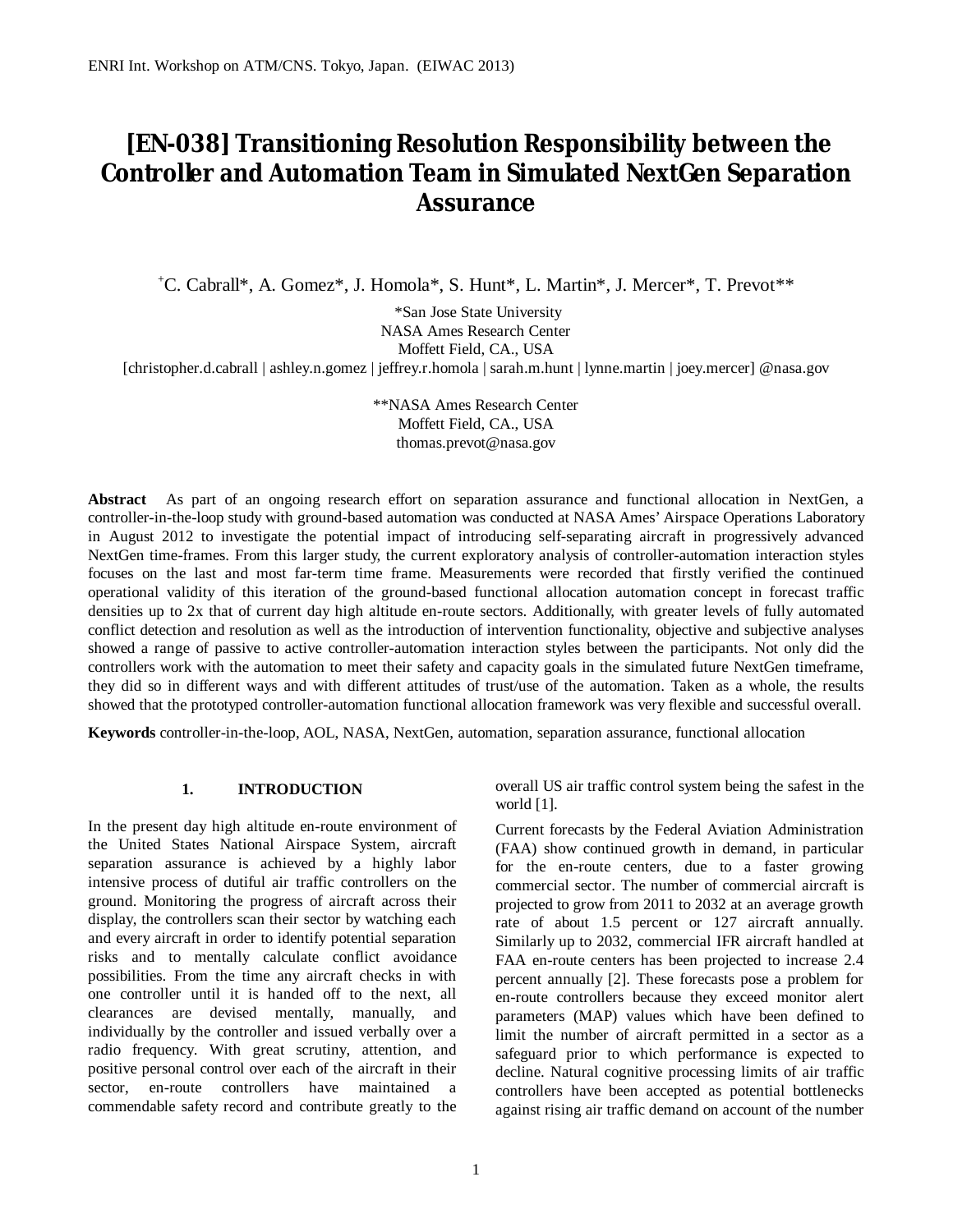# [EN-038] Transitioning Resolution Responsibility between the Controller and Automation Team in Simulated NextGen Separation Assurance

[+]C. Cabrall*, A. Gomez*, J. Homola*, S. Hunt*, L. Martin*, J. Mercer*, T. Prevot**

*San Jose State University
NASA Ames Research Center
Moffett Field, CA., USA
[christopher.d.cabrall | ashley.n.gomez | jeffrey.r.homola | sarah.m.hunt | lynne.martin | joey.mercer] @nasa.gov

**NASA Ames Research Center
Moffett Field, CA., USA
thomas.prevot@nasa.gov

**Abstract** As part of an ongoing research effort on separation assurance and functional allocation in NextGen, a controller-in-the-loop study with ground-based automation was conducted at NASA Ames' Airspace Operations Laboratory in August 2012 to investigate the potential impact of introducing self-separating aircraft in progressively advanced NextGen time-frames. From this larger study, the current exploratory analysis of controller-automation interaction styles focuses on the last and most far-term time frame. Measurements were recorded that firstly verified the continued operational validity of this iteration of the ground-based functional allocation automation concept in forecast traffic densities up to 2x that of current day high altitude en-route sectors. Additionally, with greater levels of fully automated conflict detection and resolution as well as the introduction of intervention functionality, objective and subjective analyses showed a range of passive to active controller-automation interaction styles between the participants. Not only did the controllers work with the automation to meet their safety and capacity goals in the simulated future NextGen timeframe, they did so in different ways and with different attitudes of trust/use of the automation. Taken as a whole, the results showed that the prototyped controller-automation functional allocation framework was very flexible and successful overall.

**Keywords** controller-in-the-loop, AOL, NASA, NextGen, automation, separation assurance, functional allocation

## 1. INTRODUCTION

In the present day high altitude en-route environment of the United States National Airspace System, aircraft separation assurance is achieved by a highly labor intensive process of dutiful air traffic controllers on the ground. Monitoring the progress of aircraft across their display, the controllers scan their sector by watching each and every aircraft in order to identify potential separation risks and to mentally calculate conflict avoidance possibilities. From the time any aircraft checks in with one controller until it is handed off to the next, all clearances are devised mentally, manually, and individually by the controller and issued verbally over a radio frequency. With great scrutiny, attention, and positive personal control over each of the aircraft in their sector, en-route controllers have maintained a commendable safety record and contribute greatly to the overall US air traffic control system being the safest in the world [1].

Current forecasts by the Federal Aviation Administration (FAA) show continued growth in demand, in particular for the en-route centers, due to a faster growing commercial sector. The number of commercial aircraft is projected to grow from 2011 to 2032 at an average growth rate of about 1.5 percent or 127 aircraft annually. Similarly up to 2032, commercial IFR aircraft handled at FAA en-route centers has been projected to increase 2.4 percent annually [2]. These forecasts pose a problem for en-route controllers because they exceed monitor alert parameters (MAP) values which have been defined to limit the number of aircraft permitted in a sector as a safeguard prior to which performance is expected to decline. Natural cognitive processing limits of air traffic controllers have been accepted as potential bottlenecks against rising air traffic demand on account of the number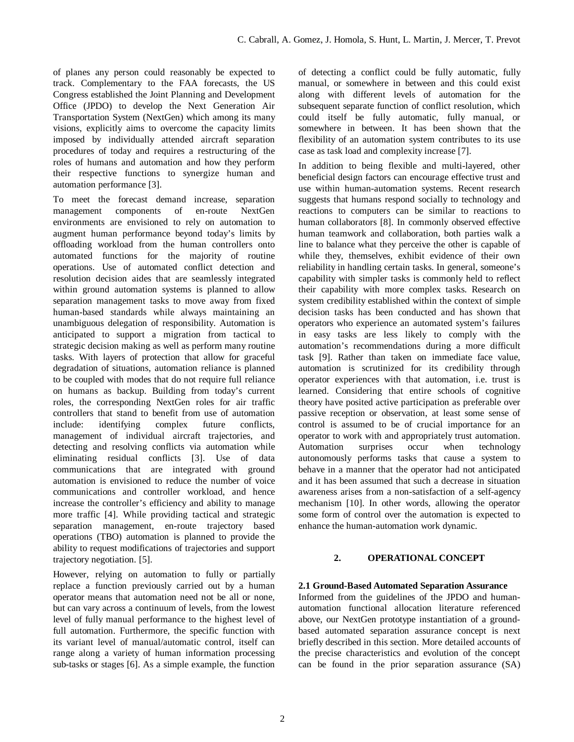of planes any person could reasonably be expected to track. Complementary to the FAA forecasts, the US Congress established the Joint Planning and Development Office (JPDO) to develop the Next Generation Air Transportation System (NextGen) which among its many visions, explicitly aims to overcome the capacity limits imposed by individually attended aircraft separation procedures of today and requires a restructuring of the roles of humans and automation and how they perform their respective functions to synergize human and automation performance [3].

To meet the forecast demand increase, separation management components of en-route NextGen environments are envisioned to rely on automation to augment human performance beyond today's limits by offloading workload from the human controllers onto automated functions for the majority of routine operations. Use of automated conflict detection and resolution decision aides that are seamlessly integrated within ground automation systems is planned to allow separation management tasks to move away from fixed human-based standards while always maintaining an unambiguous delegation of responsibility. Automation is anticipated to support a migration from tactical to strategic decision making as well as perform many routine tasks. With layers of protection that allow for graceful degradation of situations, automation reliance is planned to be coupled with modes that do not require full reliance on humans as backup. Building from today's current roles, the corresponding NextGen roles for air traffic controllers that stand to benefit from use of automation include: identifying complex future conflicts, management of individual aircraft trajectories, and detecting and resolving conflicts via automation while eliminating residual conflicts [3]. Use of data communications that are integrated with ground automation is envisioned to reduce the number of voice communications and controller workload, and hence increase the controller's efficiency and ability to manage more traffic [4]. While providing tactical and strategic separation management, en-route trajectory based operations (TBO) automation is planned to provide the ability to request modifications of trajectories and support trajectory negotiation. [5].

However, relying on automation to fully or partially replace a function previously carried out by a human operator means that automation need not be all or none, but can vary across a continuum of levels, from the lowest level of fully manual performance to the highest level of full automation. Furthermore, the specific function with its variant level of manual/automatic control, itself can range along a variety of human information processing sub-tasks or stages [6]. As a simple example, the function of detecting a conflict could be fully automatic, fully manual, or somewhere in between and this could exist along with different levels of automation for the subsequent separate function of conflict resolution, which could itself be fully automatic, fully manual, or somewhere in between. It has been shown that the flexibility of an automation system contributes to its use case as task load and complexity increase [7].

In addition to being flexible and multi-layered, other beneficial design factors can encourage effective trust and use within human-automation systems. Recent research suggests that humans respond socially to technology and reactions to computers can be similar to reactions to human collaborators [8]. In commonly observed effective human teamwork and collaboration, both parties walk a line to balance what they perceive the other is capable of while they, themselves, exhibit evidence of their own reliability in handling certain tasks. In general, someone's capability with simpler tasks is commonly held to reflect their capability with more complex tasks. Research on system credibility established within the context of simple decision tasks has been conducted and has shown that operators who experience an automated system's failures in easy tasks are less likely to comply with the automation's recommendations during a more difficult task [9]. Rather than taken on immediate face value, automation is scrutinized for its credibility through operator experiences with that automation, i.e. trust is learned. Considering that entire schools of cognitive theory have posited active participation as preferable over passive reception or observation, at least some sense of control is assumed to be of crucial importance for an operator to work with and appropriately trust automation. Automation surprises occur when technology autonomously performs tasks that cause a system to behave in a manner that the operator had not anticipated and it has been assumed that such a decrease in situation awareness arises from a non-satisfaction of a self-agency mechanism [10]. In other words, allowing the operator some form of control over the automation is expected to enhance the human-automation work dynamic.

## 2. OPERATIONAL CONCEPT

### 2.1 Ground-Based Automated Separation Assurance

Informed from the guidelines of the JPDO and human-automation functional allocation literature referenced above, our NextGen prototype instantiation of a ground-based automated separation assurance concept is next briefly described in this section. More detailed accounts of the precise characteristics and evolution of the concept can be found in the prior separation assurance (SA)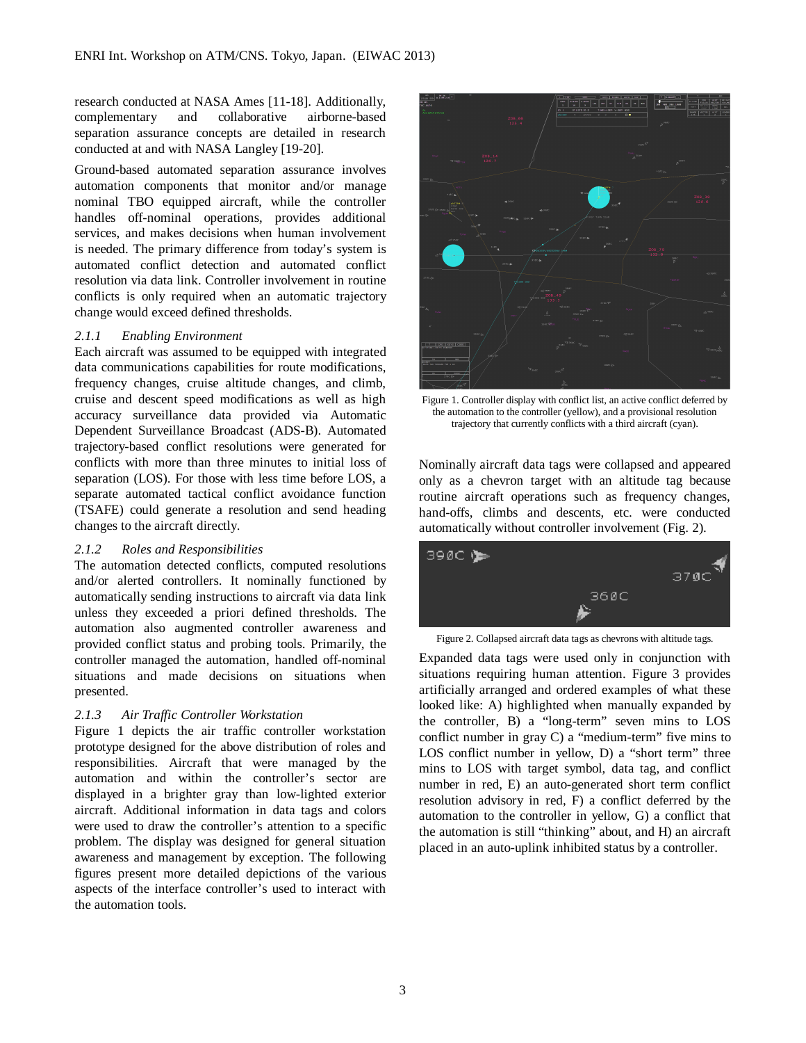research conducted at NASA Ames [11-18]. Additionally, complementary and collaborative airborne-based separation assurance concepts are detailed in research conducted at and with NASA Langley [19-20].

Ground-based automated separation assurance involves automation components that monitor and/or manage nominal TBO equipped aircraft, while the controller handles off-nominal operations, provides additional services, and makes decisions when human involvement is needed. The primary difference from today's system is automated conflict detection and automated conflict resolution via data link. Controller involvement in routine conflicts is only required when an automatic trajectory change would exceed defined thresholds.

### 2.1.1 Enabling Environment

Each aircraft was assumed to be equipped with integrated data communications capabilities for route modifications, frequency changes, cruise altitude changes, and climb, cruise and descent speed modifications as well as high accuracy surveillance data provided via Automatic Dependent Surveillance Broadcast (ADS-B). Automated trajectory-based conflict resolutions were generated for conflicts with more than three minutes to initial loss of separation (LOS). For those with less time before LOS, a separate automated tactical conflict avoidance function (TSAFE) could generate a resolution and send heading changes to the aircraft directly.

### 2.1.2 Roles and Responsibilities

The automation detected conflicts, computed resolutions and/or alerted controllers. It nominally functioned by automatically sending instructions to aircraft via data link unless they exceeded a priori defined thresholds. The automation also augmented controller awareness and provided conflict status and probing tools. Primarily, the controller managed the automation, handled off-nominal situations and made decisions on situations when presented.

### 2.1.3 Air Traffic Controller Workstation

Figure 1 depicts the air traffic controller workstation prototype designed for the above distribution of roles and responsibilities. Aircraft that were managed by the automation and within the controller's sector are displayed in a brighter gray than low-lighted exterior aircraft. Additional information in data tags and colors were used to draw the controller's attention to a specific problem. The display was designed for general situation awareness and management by exception. The following figures present more detailed depictions of the various aspects of the interface controller's used to interact with the automation tools.

Figure 1. Controller display with conflict list, an active conflict deferred by the automation to the controller (yellow), and a provisional resolution trajectory that currently conflicts with a third aircraft (cyan).

Nominally aircraft data tags were collapsed and appeared only as a chevron target with an altitude tag because routine aircraft operations such as frequency changes, hand-offs, climbs and descents, etc. were conducted automatically without controller involvement (Fig. 2).

390C
370C
360C

Figure 2. Collapsed aircraft data tags as chevrons with altitude tags.

Expanded data tags were used only in conjunction with situations requiring human attention. Figure 3 provides artificially arranged and ordered examples of what these looked like: A) highlighted when manually expanded by the controller, B) a "long-term" seven mins to LOS conflict number in gray C) a "medium-term" five mins to LOS conflict number in yellow, D) a "short term" three mins to LOS with target symbol, data tag, and conflict number in red, E) an auto-generated short term conflict resolution advisory in red, F) a conflict deferred by the automation to the controller in yellow, G) a conflict that the automation is still "thinking" about, and H) an aircraft placed in an auto-uplink inhibited status by a controller.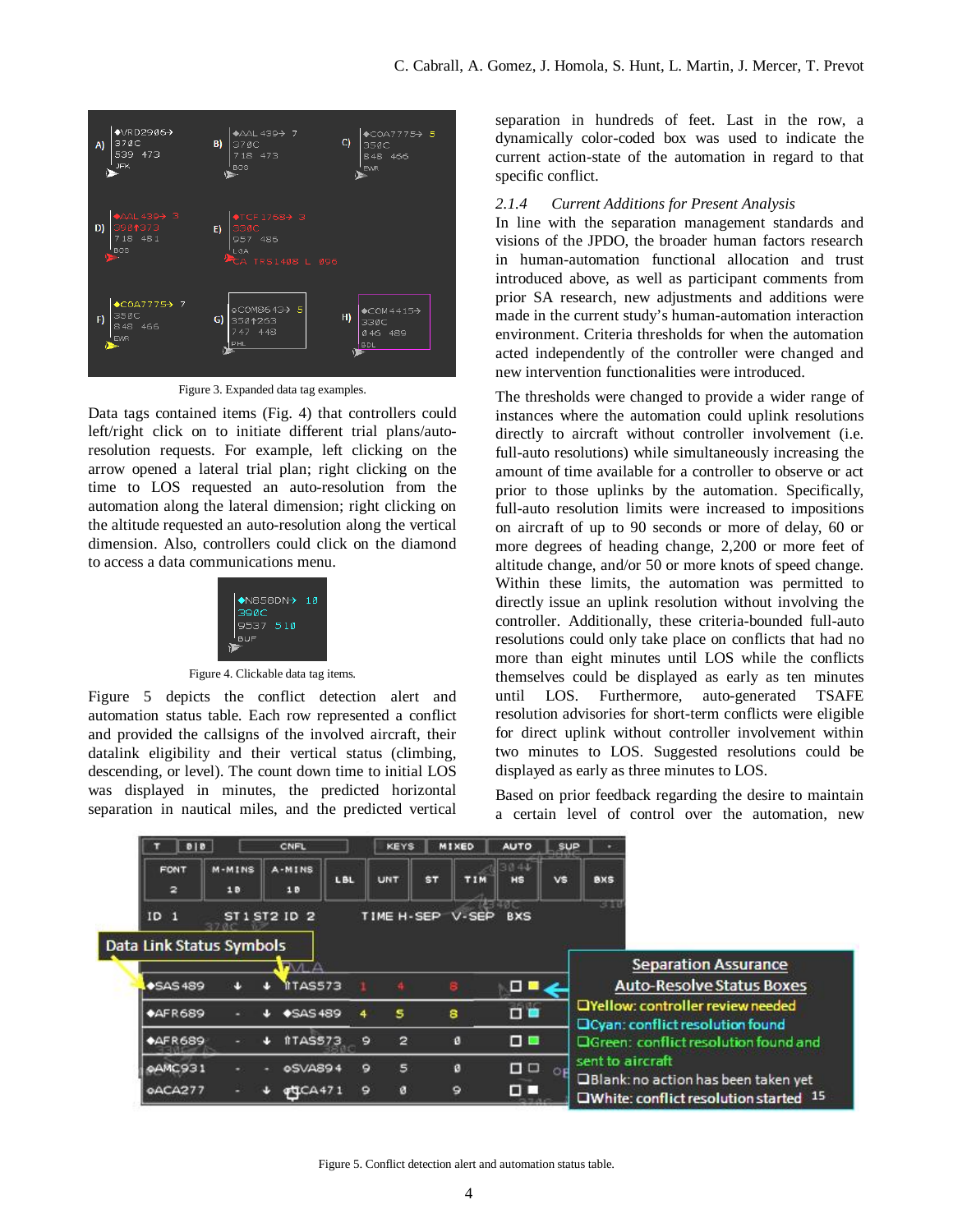Figure 3. Expanded data tag examples.

Data tags contained items (Fig. 4) that controllers could left/right click on to initiate different trial plans/auto-resolution requests. For example, left clicking on the arrow opened a lateral trial plan; right clicking on the time to LOS requested an auto-resolution from the automation along the lateral dimension; right clicking on the altitude requested an auto-resolution along the vertical dimension. Also, controllers could click on the diamond to access a data communications menu.

Figure 4. Clickable data tag items.

Figure 5 depicts the conflict detection alert and automation status table. Each row represented a conflict and provided the callsigns of the involved aircraft, their datalink eligibility and their vertical status (climbing, descending, or level). The count down time to initial LOS was displayed in minutes, the predicted horizontal separation in nautical miles, and the predicted vertical separation in hundreds of feet. Last in the row, a dynamically color-coded box was used to indicate the current action-state of the automation in regard to that specific conflict.

### *2.1.4 Current Additions for Present Analysis*

In line with the separation management standards and visions of the JPDO, the broader human factors research in human-automation functional allocation and trust introduced above, as well as participant comments from prior SA research, new adjustments and additions were made in the current study's human-automation interaction environment. Criteria thresholds for when the automation acted independently of the controller were changed and new intervention functionalities were introduced.

The thresholds were changed to provide a wider range of instances where the automation could uplink resolutions directly to aircraft without controller involvement (i.e. full-auto resolutions) while simultaneously increasing the amount of time available for a controller to observe or act prior to those uplinks by the automation. Specifically, full-auto resolution limits were increased to impositions on aircraft of up to 90 seconds or more of delay, 60 or more degrees of heading change, 2,200 or more feet of altitude change, and/or 50 or more knots of speed change. Within these limits, the automation was permitted to directly issue an uplink resolution without involving the controller. Additionally, these criteria-bounded full-auto resolutions could only take place on conflicts that had no more than eight minutes until LOS while the conflicts themselves could be displayed as early as ten minutes until LOS. Furthermore, auto-generated TSAFE resolution advisories for short-term conflicts were eligible for direct uplink without controller involvement within two minutes to LOS. Suggested resolutions could be displayed as early as three minutes to LOS.

Based on prior feedback regarding the desire to maintain a certain level of control over the automation, new

Figure 5. Conflict detection alert and automation status table.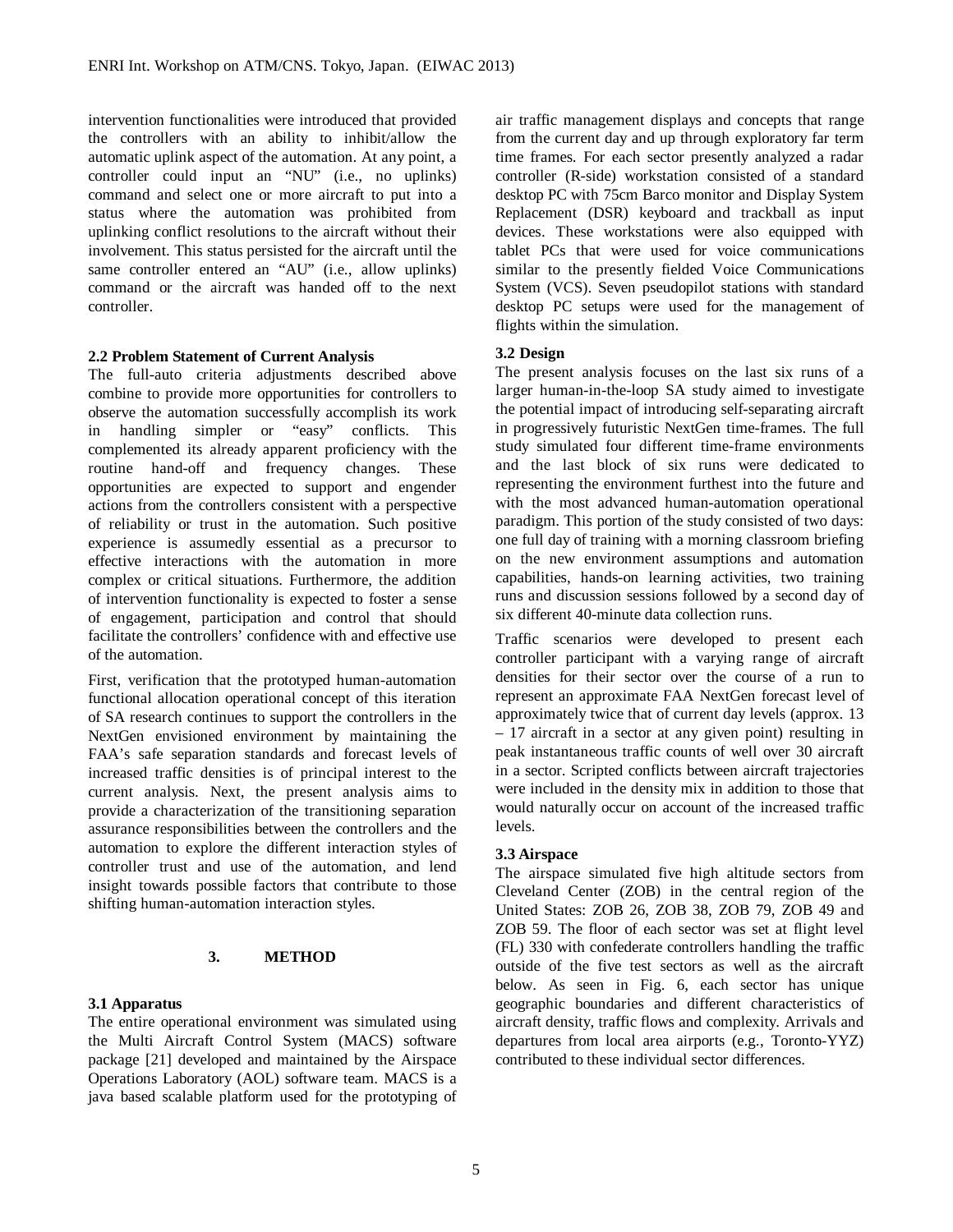intervention functionalities were introduced that provided the controllers with an ability to inhibit/allow the automatic uplink aspect of the automation. At any point, a controller could input an "NU" (i.e., no uplinks) command and select one or more aircraft to put into a status where the automation was prohibited from uplinking conflict resolutions to the aircraft without their involvement. This status persisted for the aircraft until the same controller entered an "AU" (i.e., allow uplinks) command or the aircraft was handed off to the next controller.

### 2.2 Problem Statement of Current Analysis

The full-auto criteria adjustments described above combine to provide more opportunities for controllers to observe the automation successfully accomplish its work in handling simpler or "easy" conflicts. This complemented its already apparent proficiency with the routine hand-off and frequency changes. These opportunities are expected to support and engender actions from the controllers consistent with a perspective of reliability or trust in the automation. Such positive experience is assumedly essential as a precursor to effective interactions with the automation in more complex or critical situations. Furthermore, the addition of intervention functionality is expected to foster a sense of engagement, participation and control that should facilitate the controllers' confidence with and effective use of the automation.

First, verification that the prototyped human-automation functional allocation operational concept of this iteration of SA research continues to support the controllers in the NextGen envisioned environment by maintaining the FAA's safe separation standards and forecast levels of increased traffic densities is of principal interest to the current analysis. Next, the present analysis aims to provide a characterization of the transitioning separation assurance responsibilities between the controllers and the automation to explore the different interaction styles of controller trust and use of the automation, and lend insight towards possible factors that contribute to those shifting human-automation interaction styles.

## 3. METHOD

### 3.1 Apparatus

The entire operational environment was simulated using the Multi Aircraft Control System (MACS) software package [21] developed and maintained by the Airspace Operations Laboratory (AOL) software team. MACS is a java based scalable platform used for the prototyping of air traffic management displays and concepts that range from the current day and up through exploratory far term time frames. For each sector presently analyzed a radar controller (R-side) workstation consisted of a standard desktop PC with 75cm Barco monitor and Display System Replacement (DSR) keyboard and trackball as input devices. These workstations were also equipped with tablet PCs that were used for voice communications similar to the presently fielded Voice Communications System (VCS). Seven pseudopilot stations with standard desktop PC setups were used for the management of flights within the simulation.

### 3.2 Design

The present analysis focuses on the last six runs of a larger human-in-the-loop SA study aimed to investigate the potential impact of introducing self-separating aircraft in progressively futuristic NextGen time-frames. The full study simulated four different time-frame environments and the last block of six runs were dedicated to representing the environment furthest into the future and with the most advanced human-automation operational paradigm. This portion of the study consisted of two days: one full day of training with a morning classroom briefing on the new environment assumptions and automation capabilities, hands-on learning activities, two training runs and discussion sessions followed by a second day of six different 40-minute data collection runs.

Traffic scenarios were developed to present each controller participant with a varying range of aircraft densities for their sector over the course of a run to represent an approximate FAA NextGen forecast level of approximately twice that of current day levels (approx. 13 – 17 aircraft in a sector at any given point) resulting in peak instantaneous traffic counts of well over 30 aircraft in a sector. Scripted conflicts between aircraft trajectories were included in the density mix in addition to those that would naturally occur on account of the increased traffic levels.

### 3.3 Airspace

The airspace simulated five high altitude sectors from Cleveland Center (ZOB) in the central region of the United States: ZOB 26, ZOB 38, ZOB 79, ZOB 49 and ZOB 59. The floor of each sector was set at flight level (FL) 330 with confederate controllers handling the traffic outside of the five test sectors as well as the aircraft below. As seen in Fig. 6, each sector has unique geographic boundaries and different characteristics of aircraft density, traffic flows and complexity. Arrivals and departures from local area airports (e.g., Toronto-YYZ) contributed to these individual sector differences.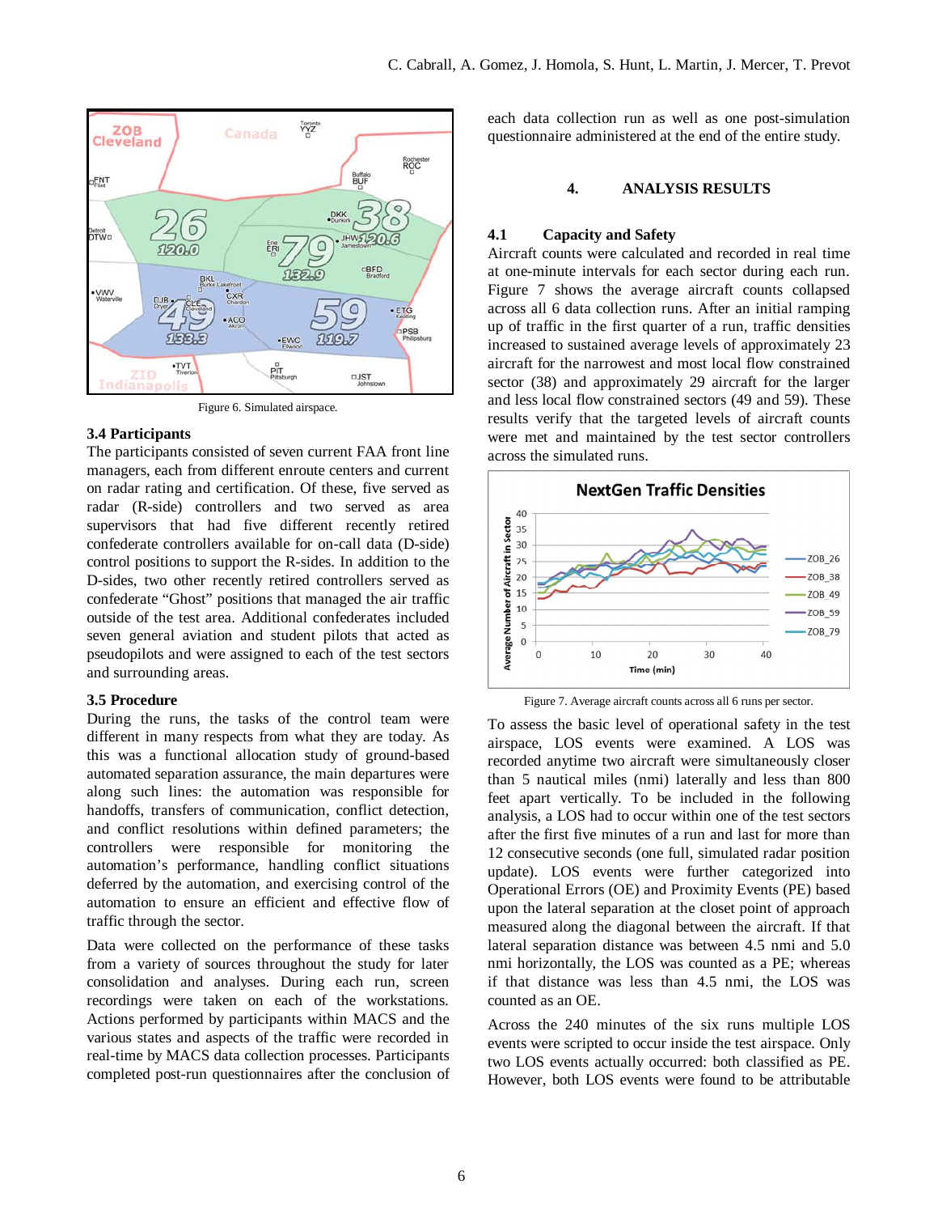ZOB Cleveland

Canada

Toronto YYZ

Rochester ROC

Buffalo BUF

FNT Flint

DKK Dunkirk

38

26

120.0

JHW 120.6 Jamestown

Detroit DTW

Erie ERI

79

132.9

BFD Bradford

BKL Burke Lakefront

CXR Chardon

VWV Waterville

DJB Dryer

CLE Cleveland

49

59

ETG Keating

ACO Akron

PSB Philipsburg

133.3

EWC Ellwood

119.7

TVT Tiverton

PIT Pittsburgh

JST Johnstown

ZID Indianapolis

Figure 6. Simulated airspace.

### 3.4 Participants

The participants consisted of seven current FAA front line managers, each from different enroute centers and current on radar rating and certification. Of these, five served as radar (R-side) controllers and two served as area supervisors that had five different recently retired confederate controllers available for on-call data (D-side) control positions to support the R-sides. In addition to the D-sides, two other recently retired controllers served as confederate "Ghost" positions that managed the air traffic outside of the test area. Additional confederates included seven general aviation and student pilots that acted as pseudopilots and were assigned to each of the test sectors and surrounding areas.

### 3.5 Procedure

During the runs, the tasks of the control team were different in many respects from what they are today. As this was a functional allocation study of ground-based automated separation assurance, the main departures were along such lines: the automation was responsible for handoffs, transfers of communication, conflict detection, and conflict resolutions within defined parameters; the controllers were responsible for monitoring the automation's performance, handling conflict situations deferred by the automation, and exercising control of the automation to ensure an efficient and effective flow of traffic through the sector.

Data were collected on the performance of these tasks from a variety of sources throughout the study for later consolidation and analyses. During each run, screen recordings were taken on each of the workstations. Actions performed by participants within MACS and the various states and aspects of the traffic were recorded in real-time by MACS data collection processes. Participants completed post-run questionnaires after the conclusion of each data collection run as well as one post-simulation questionnaire administered at the end of the entire study.

## 4. ANALYSIS RESULTS

### 4.1 Capacity and Safety

Aircraft counts were calculated and recorded in real time at one-minute intervals for each sector during each run. Figure 7 shows the average aircraft counts collapsed across all 6 data collection runs. After an initial ramping up of traffic in the first quarter of a run, traffic densities increased to sustained average levels of approximately 23 aircraft for the narrowest and most local flow constrained sector (38) and approximately 29 aircraft for the larger and less local flow constrained sectors (49 and 59). These results verify that the targeted levels of aircraft counts were met and maintained by the test sector controllers across the simulated runs.

NextGen Traffic Densities

Average Number of Aircraft in Sector

0
5
10
15
20
25
30
35
40

0
10
20
30
40

Time (min)

ZOB_26
ZOB_38
ZOB_49
ZOB_59
ZOB_79

Figure 7. Average aircraft counts across all 6 runs per sector.

To assess the basic level of operational safety in the test airspace, LOS events were examined. A LOS was recorded anytime two aircraft were simultaneously closer than 5 nautical miles (nmi) laterally and less than 800 feet apart vertically. To be included in the following analysis, a LOS had to occur within one of the test sectors after the first five minutes of a run and last for more than 12 consecutive seconds (one full, simulated radar position update). LOS events were further categorized into Operational Errors (OE) and Proximity Events (PE) based upon the lateral separation at the closet point of approach measured along the diagonal between the aircraft. If that lateral separation distance was between 4.5 nmi and 5.0 nmi horizontally, the LOS was counted as a PE; whereas if that distance was less than 4.5 nmi, the LOS was counted as an OE.

Across the 240 minutes of the six runs multiple LOS events were scripted to occur inside the test airspace. Only two LOS events actually occurred: both classified as PE. However, both LOS events were found to be attributable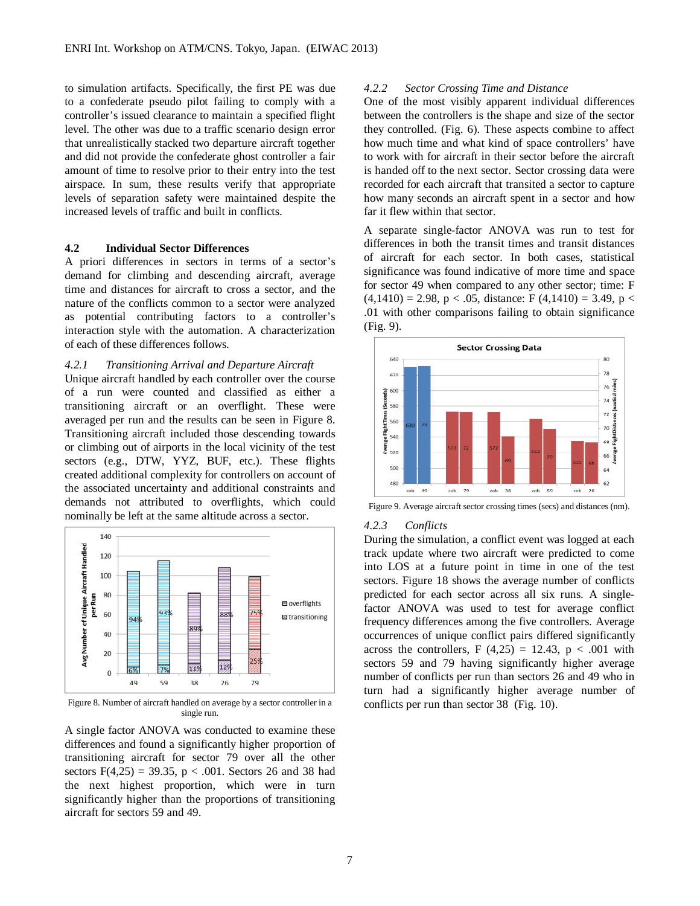to simulation artifacts. Specifically, the first PE was due to a confederate pseudo pilot failing to comply with a controller's issued clearance to maintain a specified flight level. The other was due to a traffic scenario design error that unrealistically stacked two departure aircraft together and did not provide the confederate ghost controller a fair amount of time to resolve prior to their entry into the test airspace. In sum, these results verify that appropriate levels of separation safety were maintained despite the increased levels of traffic and built in conflicts.

## 4.2 Individual Sector Differences

A priori differences in sectors in terms of a sector's demand for climbing and descending aircraft, average time and distances for aircraft to cross a sector, and the nature of the conflicts common to a sector were analyzed as potential contributing factors to a controller's interaction style with the automation. A characterization of each of these differences follows.

### *4.2.1 Transitioning Arrival and Departure Aircraft*

Unique aircraft handled by each controller over the course of a run were counted and classified as either a transitioning aircraft or an overflight. These were averaged per run and the results can be seen in Figure 8. Transitioning aircraft included those descending towards or climbing out of airports in the local vicinity of the test sectors (e.g., DTW, YYZ, BUF, etc.). These flights created additional complexity for controllers on account of the associated uncertainty and additional constraints and demands not attributed to overflights, which could nominally be left at the same altitude across a sector.

Figure 8. Number of aircraft handled on average by a sector controller in a single run.

A single factor ANOVA was conducted to examine these differences and found a significantly higher proportion of transitioning aircraft for sector 79 over all the other sectors $F(4,25) = 39.35$, $p < .001$. Sectors 26 and 38 had the next highest proportion, which were in turn significantly higher than the proportions of transitioning aircraft for sectors 59 and 49.

### *4.2.2 Sector Crossing Time and Distance*

One of the most visibly apparent individual differences between the controllers is the shape and size of the sector they controlled. (Fig. 6). These aspects combine to affect how much time and what kind of space controllers' have to work with for aircraft in their sector before the aircraft is handed off to the next sector. Sector crossing data were recorded for each aircraft that transited a sector to capture how many seconds an aircraft spent in a sector and how far it flew within that sector.

A separate single-factor ANOVA was run to test for differences in both the transit times and transit distances of aircraft for each sector. In both cases, statistical significance was found indicative of more time and space for sector 49 when compared to any other sector; time: $F(4,1410) = 2.98$, $p < .05$, distance: $F(4,1410) = 3.49$, $p < .01$ with other comparisons failing to obtain significance (Fig. 9).

Figure 9. Average aircraft sector crossing times (secs) and distances (nm).

### *4.2.3 Conflicts*

During the simulation, a conflict event was logged at each track update where two aircraft were predicted to come into LOS at a future point in time in one of the test sectors. Figure 18 shows the average number of conflicts predicted for each sector across all six runs. A single-factor ANOVA was used to test for average conflict frequency differences among the five controllers. Average occurrences of unique conflict pairs differed significantly across the controllers, $F(4,25) = 12.43$, $p < .001$ with sectors 59 and 79 having significantly higher average number of conflicts per run than sectors 26 and 49 who in turn had a significantly higher average number of conflicts per run than sector 38 (Fig. 10).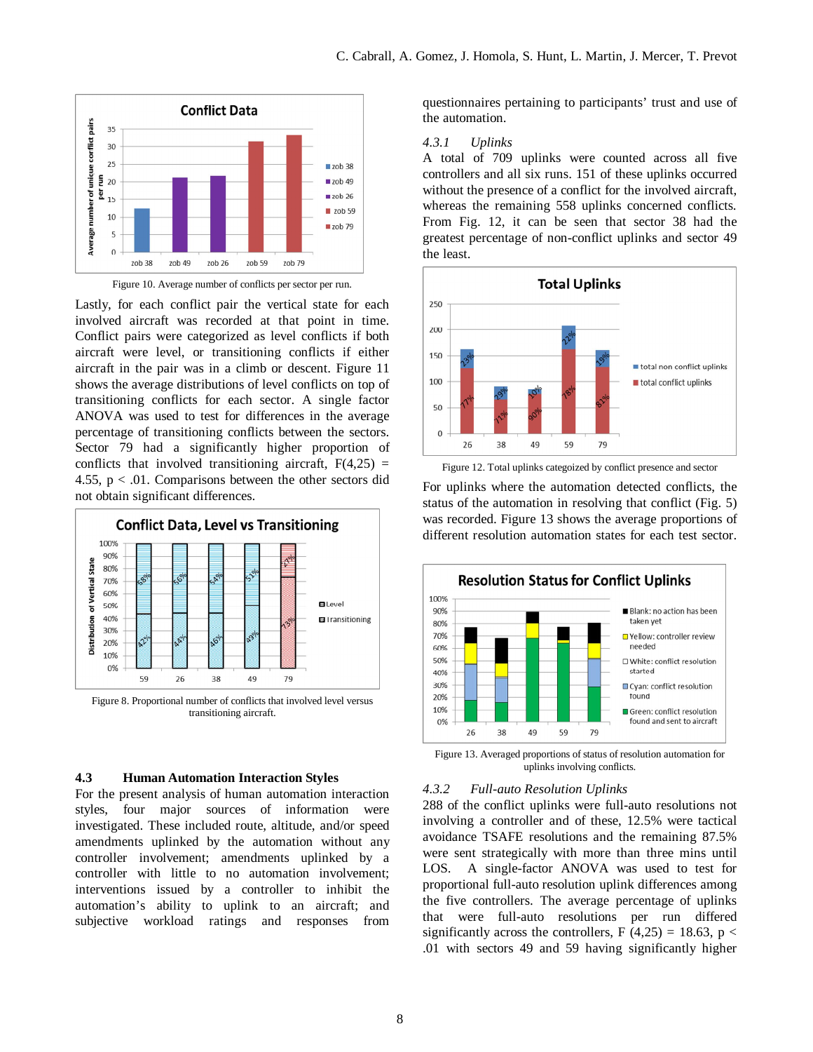Figure 10. Average number of conflicts per sector per run.

Lastly, for each conflict pair the vertical state for each involved aircraft was recorded at that point in time. Conflict pairs were categorized as level conflicts if both aircraft were level, or transitioning conflicts if either aircraft in the pair was in a climb or descent. Figure 11 shows the average distributions of level conflicts on top of transitioning conflicts for each sector. A single factor ANOVA was used to test for differences in the average percentage of transitioning conflicts between the sectors. Sector 79 had a significantly higher proportion of conflicts that involved transitioning aircraft, $F(4,25) = 4.55$, $p < .01$. Comparisons between the other sectors did not obtain significant differences.

Figure 8. Proportional number of conflicts that involved level versus transitioning aircraft.

### 4.3 Human Automation Interaction Styles

For the present analysis of human automation interaction styles, four major sources of information were investigated. These included route, altitude, and/or speed amendments uplinked by the automation without any controller involvement; amendments uplinked by a controller with little to no automation involvement; interventions issued by a controller to inhibit the automation's ability to uplink to an aircraft; and subjective workload ratings and responses from questionnaires pertaining to participants' trust and use of the automation.

#### *4.3.1 Uplinks*

A total of 709 uplinks were counted across all five controllers and all six runs. 151 of these uplinks occurred without the presence of a conflict for the involved aircraft, whereas the remaining 558 uplinks concerned conflicts. From Fig. 12, it can be seen that sector 38 had the greatest percentage of non-conflict uplinks and sector 49 the least.

Figure 12. Total uplinks categoized by conflict presence and sector

For uplinks where the automation detected conflicts, the status of the automation in resolving that conflict (Fig. 5) was recorded. Figure 13 shows the average proportions of different resolution automation states for each test sector.

Figure 13. Averaged proportions of status of resolution automation for uplinks involving conflicts.

#### *4.3.2 Full-auto Resolution Uplinks*

288 of the conflict uplinks were full-auto resolutions not involving a controller and of these, 12.5% were tactical avoidance TSAFE resolutions and the remaining 87.5% were sent strategically with more than three mins until LOS. A single-factor ANOVA was used to test for proportional full-auto resolution uplink differences among the five controllers. The average percentage of uplinks that were full-auto resolutions per run differed significantly across the controllers, $F(4,25) = 18.63$, $p < .01$ with sectors 49 and 59 having significantly higher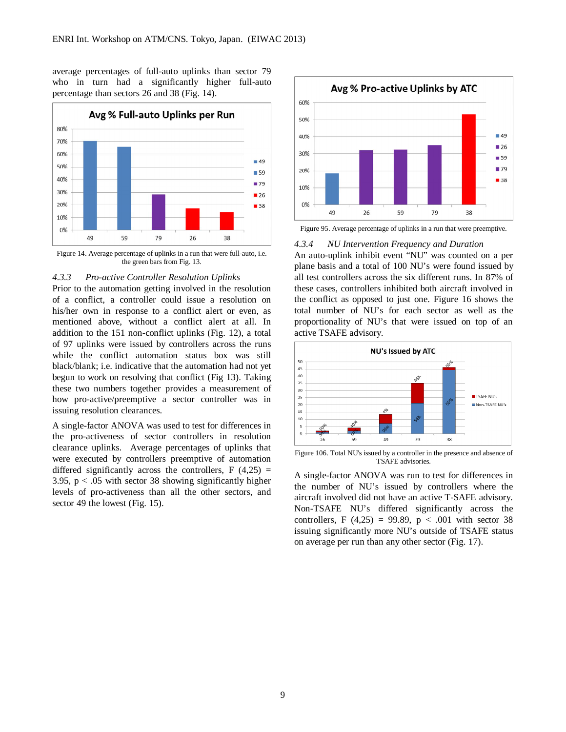average percentages of full-auto uplinks than sector 79 who in turn had a significantly higher full-auto percentage than sectors 26 and 38 (Fig. 14).

Figure 14. Average percentage of uplinks in a run that were full-auto, i.e. the green bars from Fig. 13.

### 4.3.3 *Pro-active Controller Resolution Uplinks*

Prior to the automation getting involved in the resolution of a conflict, a controller could issue a resolution on his/her own in response to a conflict alert or even, as mentioned above, without a conflict alert at all. In addition to the 151 non-conflict uplinks (Fig. 12), a total of 97 uplinks were issued by controllers across the runs while the conflict automation status box was still black/blank; i.e. indicative that the automation had not yet begun to work on resolving that conflict (Fig 13). Taking these two numbers together provides a measurement of how pro-active/preemptive a sector controller was in issuing resolution clearances.

A single-factor ANOVA was used to test for differences in the pro-activeness of sector controllers in resolution clearance uplinks. Average percentages of uplinks that were executed by controllers preemptive of automation differed significantly across the controllers, $F(4,25) = 3.95$, $p < .05$ with sector 38 showing significantly higher levels of pro-activeness than all the other sectors, and sector 49 the lowest (Fig. 15).

Figure 95. Average percentage of uplinks in a run that were preemptive.

### 4.3.4 *NU Intervention Frequency and Duration*

An auto-uplink inhibit event "NU" was counted on a per plane basis and a total of 100 NU's were found issued by all test controllers across the six different runs. In 87% of these cases, controllers inhibited both aircraft involved in the conflict as opposed to just one. Figure 16 shows the total number of NU's for each sector as well as the proportionality of NU's that were issued on top of an active TSAFE advisory.

Figure 106. Total NU's issued by a controller in the presence and absence of TSAFE advisories.

A single-factor ANOVA was run to test for differences in the number of NU's issued by controllers where the aircraft involved did not have an active T-SAFE advisory. Non-TSAFE NU's differed significantly across the controllers, $F(4,25) = 99.89$, $p < .001$ with sector 38 issuing significantly more NU's outside of TSAFE status on average per run than any other sector (Fig. 17).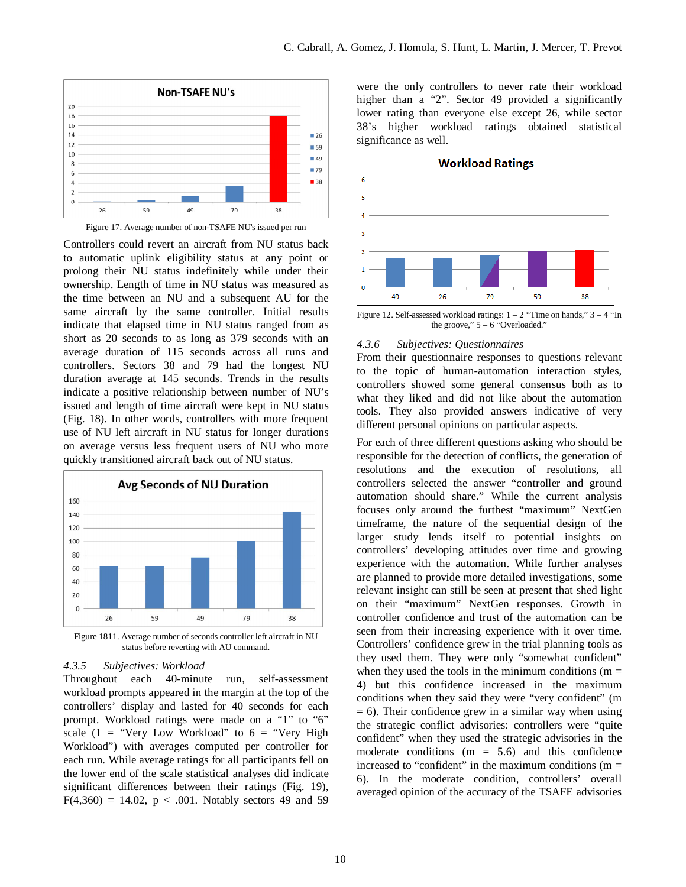Figure 17. Average number of non-TSAFE NU's issued per run

Controllers could revert an aircraft from NU status back to automatic uplink eligibility status at any point or prolong their NU status indefinitely while under their ownership. Length of time in NU status was measured as the time between an NU and a subsequent AU for the same aircraft by the same controller. Initial results indicate that elapsed time in NU status ranged from as short as 20 seconds to as long as 379 seconds with an average duration of 115 seconds across all runs and controllers. Sectors 38 and 79 had the longest NU duration average at 145 seconds. Trends in the results indicate a positive relationship between number of NU's issued and length of time aircraft were kept in NU status (Fig. 18). In other words, controllers with more frequent use of NU left aircraft in NU status for longer durations on average versus less frequent users of NU who more quickly transitioned aircraft back out of NU status.

Figure 1811. Average number of seconds controller left aircraft in NU status before reverting with AU command.

### 4.3.5 Subjectives: Workload

Throughout each 40-minute run, self-assessment workload prompts appeared in the margin at the top of the controllers' display and lasted for 40 seconds for each prompt. Workload ratings were made on a "1" to "6" scale (1 = "Very Low Workload" to 6 = "Very High Workload") with averages computed per controller for each run. While average ratings for all participants fell on the lower end of the scale statistical analyses did indicate significant differences between their ratings (Fig. 19), $F(4,360) = 14.02$, $p < .001$. Notably sectors 49 and 59 were the only controllers to never rate their workload higher than a "2". Sector 49 provided a significantly lower rating than everyone else except 26, while sector 38's higher workload ratings obtained statistical significance as well.

Figure 12. Self-assessed workload ratings: 1 – 2 "Time on hands," 3 – 4 "In the groove," 5 – 6 "Overloaded."

### 4.3.6 Subjectives: Questionnaires

From their questionnaire responses to questions relevant to the topic of human-automation interaction styles, controllers showed some general consensus both as to what they liked and did not like about the automation tools. They also provided answers indicative of very different personal opinions on particular aspects.

For each of three different questions asking who should be responsible for the detection of conflicts, the generation of resolutions and the execution of resolutions, all controllers selected the answer "controller and ground automation should share." While the current analysis focuses only around the furthest "maximum" NextGen timeframe, the nature of the sequential design of the larger study lends itself to potential insights on controllers' developing attitudes over time and growing experience with the automation. While further analyses are planned to provide more detailed investigations, some relevant insight can still be seen at present that shed light on their "maximum" NextGen responses. Growth in controller confidence and trust of the automation can be seen from their increasing experience with it over time. Controllers' confidence grew in the trial planning tools as they used them. They were only "somewhat confident" when they used the tools in the minimum conditions ($m = 4$) but this confidence increased in the maximum conditions when they said they were "very confident" ($m = 6$). Their confidence grew in a similar way when using the strategic conflict advisories: controllers were "quite confident" when they used the strategic advisories in the moderate conditions ($m = 5.6$) and this confidence increased to "confident" in the maximum conditions ($m = 6$). In the moderate condition, controllers' overall averaged opinion of the accuracy of the TSAFE advisories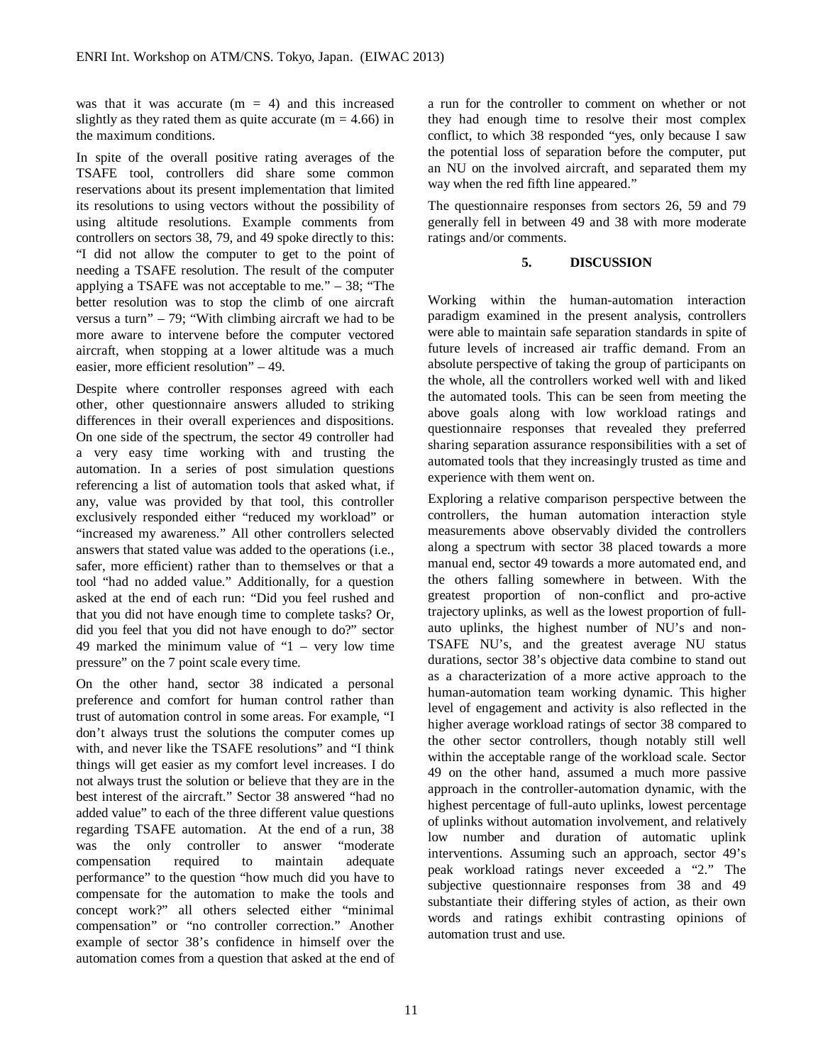was that it was accurate (m = 4) and this increased slightly as they rated them as quite accurate (m = 4.66) in the maximum conditions.

In spite of the overall positive rating averages of the TSAFE tool, controllers did share some common reservations about its present implementation that limited its resolutions to using vectors without the possibility of using altitude resolutions. Example comments from controllers on sectors 38, 79, and 49 spoke directly to this: "I did not allow the computer to get to the point of needing a TSAFE resolution. The result of the computer applying a TSAFE was not acceptable to me." – 38; "The better resolution was to stop the climb of one aircraft versus a turn" – 79; "With climbing aircraft we had to be more aware to intervene before the computer vectored aircraft, when stopping at a lower altitude was a much easier, more efficient resolution" – 49.

Despite where controller responses agreed with each other, other questionnaire answers alluded to striking differences in their overall experiences and dispositions. On one side of the spectrum, the sector 49 controller had a very easy time working with and trusting the automation. In a series of post simulation questions referencing a list of automation tools that asked what, if any, value was provided by that tool, this controller exclusively responded either "reduced my workload" or "increased my awareness." All other controllers selected answers that stated value was added to the operations (i.e., safer, more efficient) rather than to themselves or that a tool "had no added value." Additionally, for a question asked at the end of each run: "Did you feel rushed and that you did not have enough time to complete tasks? Or, did you feel that you did not have enough to do?" sector 49 marked the minimum value of "1 – very low time pressure" on the 7 point scale every time.

On the other hand, sector 38 indicated a personal preference and comfort for human control rather than trust of automation control in some areas. For example, "I don't always trust the solutions the computer comes up with, and never like the TSAFE resolutions" and "I think things will get easier as my comfort level increases. I do not always trust the solution or believe that they are in the best interest of the aircraft." Sector 38 answered "had no added value" to each of the three different value questions regarding TSAFE automation. At the end of a run, 38 was the only controller to answer "moderate compensation required to maintain adequate performance" to the question "how much did you have to compensate for the automation to make the tools and concept work?" all others selected either "minimal compensation" or "no controller correction." Another example of sector 38's confidence in himself over the automation comes from a question that asked at the end of a run for the controller to comment on whether or not they had enough time to resolve their most complex conflict, to which 38 responded "yes, only because I saw the potential loss of separation before the computer, put an NU on the involved aircraft, and separated them my way when the red fifth line appeared."

The questionnaire responses from sectors 26, 59 and 79 generally fell in between 49 and 38 with more moderate ratings and/or comments.

## 5. DISCUSSION

Working within the human-automation interaction paradigm examined in the present analysis, controllers were able to maintain safe separation standards in spite of future levels of increased air traffic demand. From an absolute perspective of taking the group of participants on the whole, all the controllers worked well with and liked the automated tools. This can be seen from meeting the above goals along with low workload ratings and questionnaire responses that revealed they preferred sharing separation assurance responsibilities with a set of automated tools that they increasingly trusted as time and experience with them went on.

Exploring a relative comparison perspective between the controllers, the human automation interaction style measurements above observably divided the controllers along a spectrum with sector 38 placed towards a more manual end, sector 49 towards a more automated end, and the others falling somewhere in between. With the greatest proportion of non-conflict and pro-active trajectory uplinks, as well as the lowest proportion of full-auto uplinks, the highest number of NU's and non-TSAFE NU's, and the greatest average NU status durations, sector 38's objective data combine to stand out as a characterization of a more active approach to the human-automation team working dynamic. This higher level of engagement and activity is also reflected in the higher average workload ratings of sector 38 compared to the other sector controllers, though notably still well within the acceptable range of the workload scale. Sector 49 on the other hand, assumed a much more passive approach in the controller-automation dynamic, with the highest percentage of full-auto uplinks, lowest percentage of uplinks without automation involvement, and relatively low number and duration of automatic uplink interventions. Assuming such an approach, sector 49's peak workload ratings never exceeded a "2." The subjective questionnaire responses from 38 and 49 substantiate their differing styles of action, as their own words and ratings exhibit contrasting opinions of automation trust and use.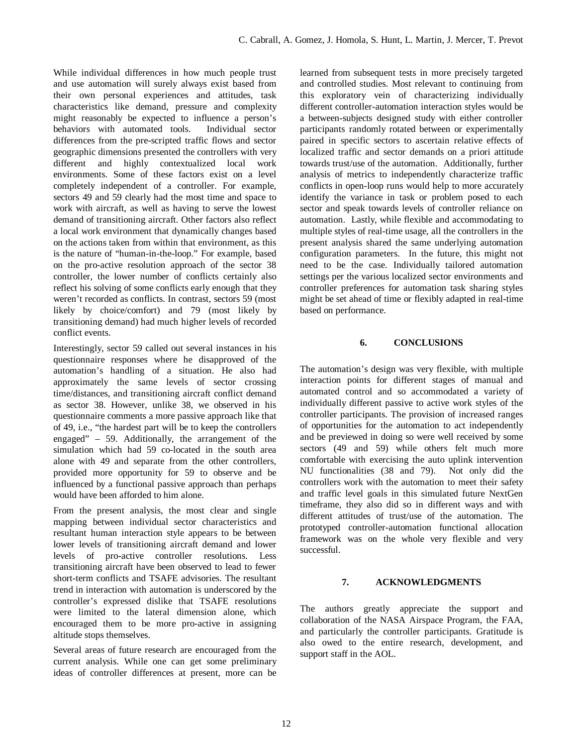While individual differences in how much people trust and use automation will surely always exist based from their own personal experiences and attitudes, task characteristics like demand, pressure and complexity might reasonably be expected to influence a person's behaviors with automated tools. Individual sector differences from the pre-scripted traffic flows and sector geographic dimensions presented the controllers with very different and highly contextualized local work environments. Some of these factors exist on a level completely independent of a controller. For example, sectors 49 and 59 clearly had the most time and space to work with aircraft, as well as having to serve the lowest demand of transitioning aircraft. Other factors also reflect a local work environment that dynamically changes based on the actions taken from within that environment, as this is the nature of "human-in-the-loop." For example, based on the pro-active resolution approach of the sector 38 controller, the lower number of conflicts certainly also reflect his solving of some conflicts early enough that they weren't recorded as conflicts. In contrast, sectors 59 (most likely by choice/comfort) and 79 (most likely by transitioning demand) had much higher levels of recorded conflict events.

Interestingly, sector 59 called out several instances in his questionnaire responses where he disapproved of the automation's handling of a situation. He also had approximately the same levels of sector crossing time/distances, and transitioning aircraft conflict demand as sector 38. However, unlike 38, we observed in his questionnaire comments a more passive approach like that of 49, i.e., "the hardest part will be to keep the controllers engaged" – 59. Additionally, the arrangement of the simulation which had 59 co-located in the south area alone with 49 and separate from the other controllers, provided more opportunity for 59 to observe and be influenced by a functional passive approach than perhaps would have been afforded to him alone.

From the present analysis, the most clear and single mapping between individual sector characteristics and resultant human interaction style appears to be between lower levels of transitioning aircraft demand and lower levels of pro-active controller resolutions. Less transitioning aircraft have been observed to lead to fewer short-term conflicts and TSAFE advisories. The resultant trend in interaction with automation is underscored by the controller's expressed dislike that TSAFE resolutions were limited to the lateral dimension alone, which encouraged them to be more pro-active in assigning altitude stops themselves.

Several areas of future research are encouraged from the current analysis. While one can get some preliminary ideas of controller differences at present, more can be learned from subsequent tests in more precisely targeted and controlled studies. Most relevant to continuing from this exploratory vein of characterizing individually different controller-automation interaction styles would be a between-subjects designed study with either controller participants randomly rotated between or experimentally paired in specific sectors to ascertain relative effects of localized traffic and sector demands on a priori attitude towards trust/use of the automation. Additionally, further analysis of metrics to independently characterize traffic conflicts in open-loop runs would help to more accurately identify the variance in task or problem posed to each sector and speak towards levels of controller reliance on automation. Lastly, while flexible and accommodating to multiple styles of real-time usage, all the controllers in the present analysis shared the same underlying automation configuration parameters. In the future, this might not need to be the case. Individually tailored automation settings per the various localized sector environments and controller preferences for automation task sharing styles might be set ahead of time or flexibly adapted in real-time based on performance.

## 6. CONCLUSIONS

The automation's design was very flexible, with multiple interaction points for different stages of manual and automated control and so accommodated a variety of individually different passive to active work styles of the controller participants. The provision of increased ranges of opportunities for the automation to act independently and be previewed in doing so were well received by some sectors (49 and 59) while others felt much more comfortable with exercising the auto uplink intervention NU functionalities (38 and 79). Not only did the controllers work with the automation to meet their safety and traffic level goals in this simulated future NextGen timeframe, they also did so in different ways and with different attitudes of trust/use of the automation. The prototyped controller-automation functional allocation framework was on the whole very flexible and very successful.

## 7. ACKNOWLEDGMENTS

The authors greatly appreciate the support and collaboration of the NASA Airspace Program, the FAA, and particularly the controller participants. Gratitude is also owed to the entire research, development, and support staff in the AOL.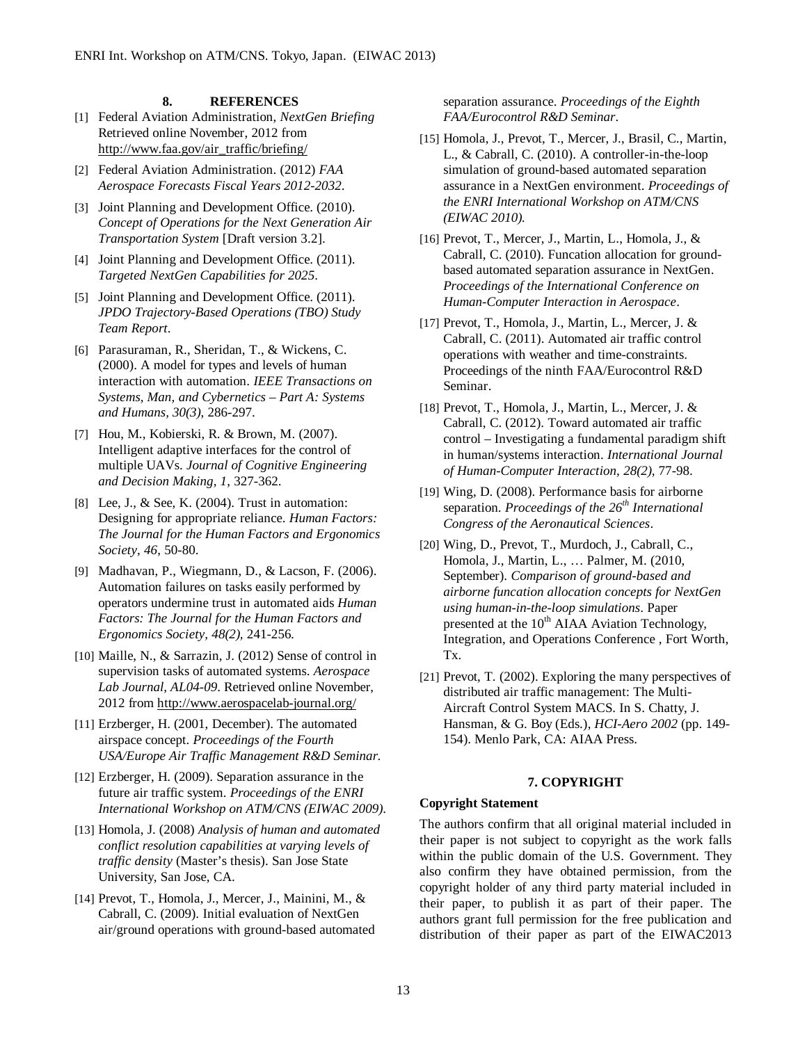## 8. REFERENCES

[1] Federal Aviation Administration, *NextGen Briefing* Retrieved online November, 2012 from http://www.faa.gov/air_traffic/briefing/

[2] Federal Aviation Administration. (2012) *FAA Aerospace Forecasts Fiscal Years 2012-2032*.

[3] Joint Planning and Development Office. (2010). *Concept of Operations for the Next Generation Air Transportation System* [Draft version 3.2].

[4] Joint Planning and Development Office. (2011). *Targeted NextGen Capabilities for 2025*.

[5] Joint Planning and Development Office. (2011). *JPDO Trajectory-Based Operations (TBO) Study Team Report*.

[6] Parasuraman, R., Sheridan, T., & Wickens, C. (2000). A model for types and levels of human interaction with automation. *IEEE Transactions on Systems, Man, and Cybernetics – Part A: Systems and Humans, 30(3)*, 286-297.

[7] Hou, M., Kobierski, R. & Brown, M. (2007). Intelligent adaptive interfaces for the control of multiple UAVs. *Journal of Cognitive Engineering and Decision Making, 1*, 327-362.

[8] Lee, J., & See, K. (2004). Trust in automation: Designing for appropriate reliance. *Human Factors: The Journal for the Human Factors and Ergonomics Society, 46*, 50-80.

[9] Madhavan, P., Wiegmann, D., & Lacson, F. (2006). Automation failures on tasks easily performed by operators undermine trust in automated aids *Human Factors: The Journal for the Human Factors and Ergonomics Society, 48(2)*, 241-256.

[10] Maille, N., & Sarrazin, J. (2012) Sense of control in supervision tasks of automated systems. *Aerospace Lab Journal, AL04-09*. Retrieved online November, 2012 from http://www.aerospacelab-journal.org/

[11] Erzberger, H. (2001, December). The automated airspace concept. *Proceedings of the Fourth USA/Europe Air Traffic Management R&D Seminar.*

[12] Erzberger, H. (2009). Separation assurance in the future air traffic system. *Proceedings of the ENRI International Workshop on ATM/CNS (EIWAC 2009).*

[13] Homola, J. (2008) *Analysis of human and automated conflict resolution capabilities at varying levels of traffic density* (Master's thesis). San Jose State University, San Jose, CA.

[14] Prevot, T., Homola, J., Mercer, J., Mainini, M., & Cabrall, C. (2009). Initial evaluation of NextGen air/ground operations with ground-based automated separation assurance. *Proceedings of the Eighth FAA/Eurocontrol R&D Seminar*.

[15] Homola, J., Prevot, T., Mercer, J., Brasil, C., Martin, L., & Cabrall, C. (2010). A controller-in-the-loop simulation of ground-based automated separation assurance in a NextGen environment. *Proceedings of the ENRI International Workshop on ATM/CNS (EIWAC 2010).*

[16] Prevot, T., Mercer, J., Martin, L., Homola, J., & Cabrall, C. (2010). Funcation allocation for ground-based automated separation assurance in NextGen. *Proceedings of the International Conference on Human-Computer Interaction in Aerospace*.

[17] Prevot, T., Homola, J., Martin, L., Mercer, J. & Cabrall, C. (2011). Automated air traffic control operations with weather and time-constraints. Proceedings of the ninth FAA/Eurocontrol R&D Seminar.

[18] Prevot, T., Homola, J., Martin, L., Mercer, J. & Cabrall, C. (2012). Toward automated air traffic control – Investigating a fundamental paradigm shift in human/systems interaction. *International Journal of Human-Computer Interaction, 28(2)*, 77-98.

[19] Wing, D. (2008). Performance basis for airborne separation. *Proceedings of the 26th International Congress of the Aeronautical Sciences*.

[20] Wing, D., Prevot, T., Murdoch, J., Cabrall, C., Homola, J., Martin, L., … Palmer, M. (2010, September). *Comparison of ground-based and airborne funcation allocation concepts for NextGen using human-in-the-loop simulations*. Paper presented at the 10th AIAA Aviation Technology, Integration, and Operations Conference , Fort Worth, Tx.

[21] Prevot, T. (2002). Exploring the many perspectives of distributed air traffic management: The Multi-Aircraft Control System MACS. In S. Chatty, J. Hansman, & G. Boy (Eds.), *HCI-Aero 2002* (pp. 149-154). Menlo Park, CA: AIAA Press.

## 7. COPYRIGHT

**Copyright Statement**

The authors confirm that all original material included in their paper is not subject to copyright as the work falls within the public domain of the U.S. Government. They also confirm they have obtained permission, from the copyright holder of any third party material included in their paper, to publish it as part of their paper. The authors grant full permission for the free publication and distribution of their paper as part of the EIWAC2013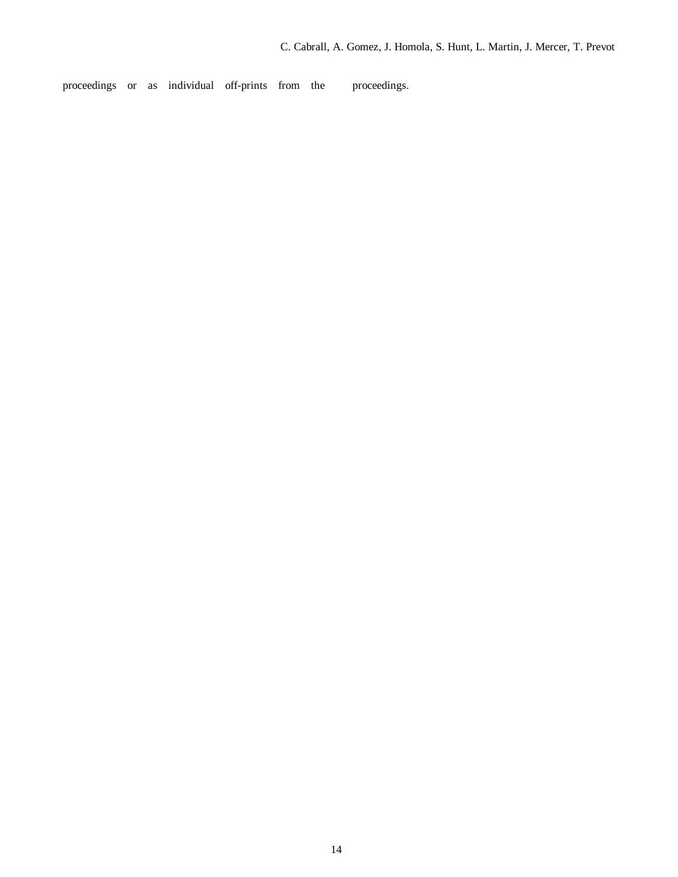proceedings or as individual off-prints from the proceedings.